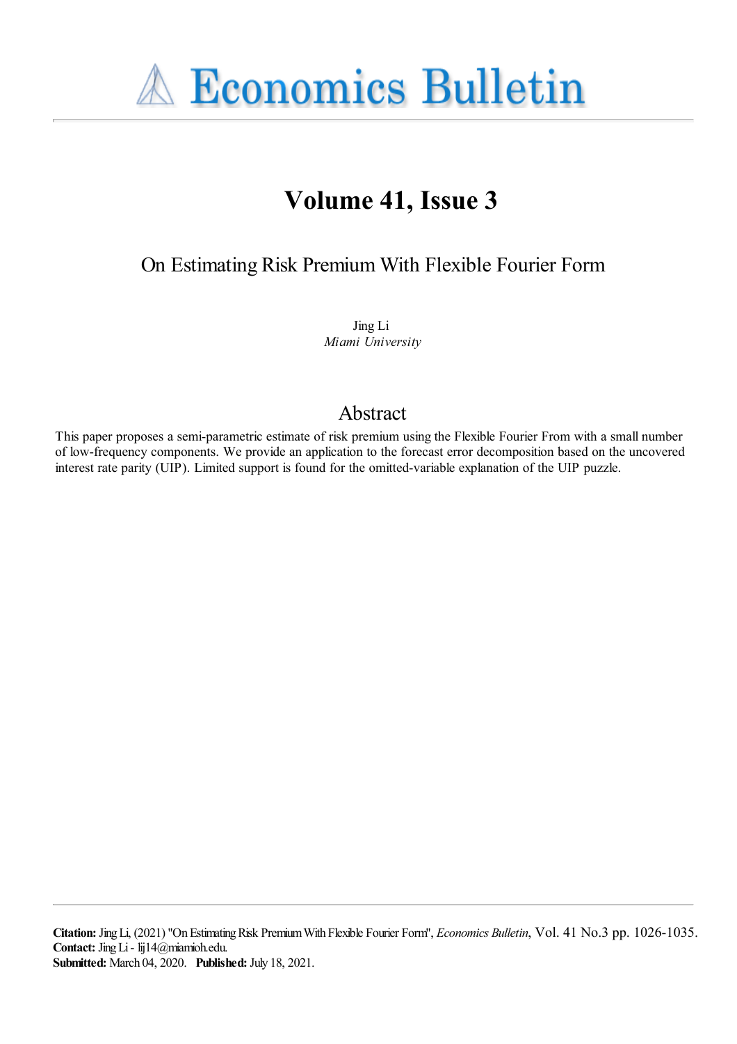# Economics Bulletin

## Volume 41, Issue 3

### On Estimating Risk Premium With Flexible Fourier Form

Jing Li
*Miami University*

### Abstract

This paper proposes a semi-parametric estimate of risk premium using the Flexible Fourier From with a small number of low-frequency components. We provide an application to the forecast error decomposition based on the uncovered interest rate parity (UIP). Limited support is found for the omitted-variable explanation of the UIP puzzle.

**Citation:** Jing Li, (2021) ''On Estimating Risk Premium With Flexible Fourier Form'', *Economics Bulletin*, Vol. 41 No.3 pp. 1026-1035.
**Contact:** Jing Li - lij14@miamioh.edu.
**Submitted:** March 04, 2020. **Published:** July 18, 2021.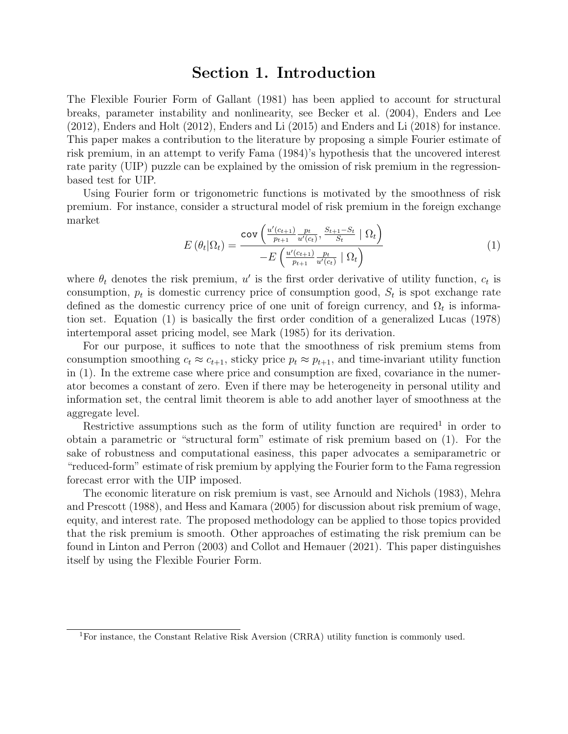# Section 1. Introduction

The Flexible Fourier Form of Gallant (1981) has been applied to account for structural breaks, parameter instability and nonlinearity, see Becker et al. (2004), Enders and Lee (2012), Enders and Holt (2012), Enders and Li (2015) and Enders and Li (2018) for instance. This paper makes a contribution to the literature by proposing a simple Fourier estimate of risk premium, in an attempt to verify Fama (1984)'s hypothesis that the uncovered interest rate parity (UIP) puzzle can be explained by the omission of risk premium in the regression-based test for UIP.

Using Fourier form or trigonometric functions is motivated by the smoothness of risk premium. For instance, consider a structural model of risk premium in the foreign exchange market

$$E\left(\theta_t|\Omega_t\right) = \frac{\mathsf{cov}\left(\frac{u'(c_{t+1})}{p_{t+1}}\frac{p_t}{u'(c_t)}, \frac{S_{t+1}-S_t}{S_t} \mid \Omega_t\right)}{-E\left(\frac{u'(c_{t+1})}{p_{t+1}}\frac{p_t}{u'(c_t)} \mid \Omega_t\right)} \tag{1}$$

where $\theta_t$ denotes the risk premium, $u'$ is the first order derivative of utility function, $c_t$ is consumption, $p_t$ is domestic currency price of consumption good, $S_t$ is spot exchange rate defined as the domestic currency price of one unit of foreign currency, and $\Omega_t$ is information set. Equation (1) is basically the first order condition of a generalized Lucas (1978) intertemporal asset pricing model, see Mark (1985) for its derivation.

For our purpose, it suffices to note that the smoothness of risk premium stems from consumption smoothing $c_t \approx c_{t+1}$, sticky price $p_t \approx p_{t+1}$, and time-invariant utility function in (1). In the extreme case where price and consumption are fixed, covariance in the numerator becomes a constant of zero. Even if there may be heterogeneity in personal utility and information set, the central limit theorem is able to add another layer of smoothness at the aggregate level.

Restrictive assumptions such as the form of utility function are required[1] in order to obtain a parametric or "structural form" estimate of risk premium based on (1). For the sake of robustness and computational easiness, this paper advocates a semiparametric or "reduced-form" estimate of risk premium by applying the Fourier form to the Fama regression forecast error with the UIP imposed.

The economic literature on risk premium is vast, see Arnould and Nichols (1983), Mehra and Prescott (1988), and Hess and Kamara (2005) for discussion about risk premium of wage, equity, and interest rate. The proposed methodology can be applied to those topics provided that the risk premium is smooth. Other approaches of estimating the risk premium can be found in Linton and Perron (2003) and Collot and Hemauer (2021). This paper distinguishes itself by using the Flexible Fourier Form.

[1] For instance, the Constant Relative Risk Aversion (CRRA) utility function is commonly used.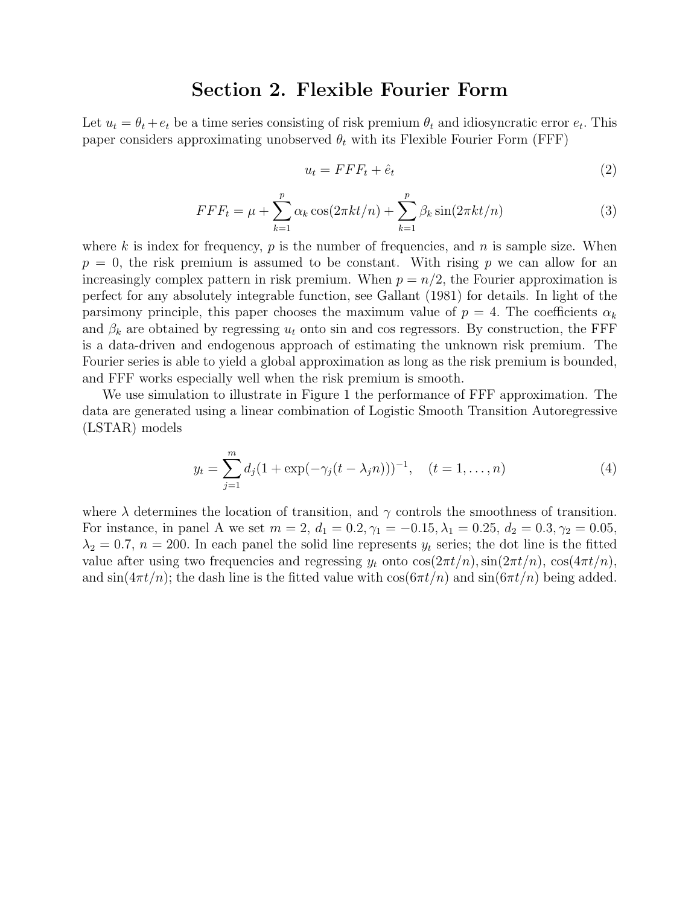# Section 2. Flexible Fourier Form

Let $u_t = \theta_t + e_t$ be a time series consisting of risk premium $\theta_t$ and idiosyncratic error $e_t$. This paper considers approximating unobserved $\theta_t$ with its Flexible Fourier Form (FFF)

$$u_t = FFF_t + \hat{e}_t \tag{2}$$

$$FFF_t = \mu + \sum_{k=1}^{p} \alpha_k \cos(2\pi kt/n) + \sum_{k=1}^{p} \beta_k \sin(2\pi kt/n) \tag{3}$$

where $k$ is index for frequency, $p$ is the number of frequencies, and $n$ is sample size. When $p = 0$, the risk premium is assumed to be constant. With rising $p$ we can allow for an increasingly complex pattern in risk premium. When $p = n/2$, the Fourier approximation is perfect for any absolutely integrable function, see Gallant (1981) for details. In light of the parsimony principle, this paper chooses the maximum value of $p = 4$. The coefficients $\alpha_k$ and $\beta_k$ are obtained by regressing $u_t$ onto sin and cos regressors. By construction, the FFF is a data-driven and endogenous approach of estimating the unknown risk premium. The Fourier series is able to yield a global approximation as long as the risk premium is bounded, and FFF works especially well when the risk premium is smooth.

We use simulation to illustrate in Figure 1 the performance of FFF approximation. The data are generated using a linear combination of Logistic Smooth Transition Autoregressive (LSTAR) models

$$y_t = \sum_{j=1}^{m} d_j (1 + \exp(-\gamma_j (t - \lambda_j n)))^{-1}, \quad (t = 1, \ldots, n) \tag{4}$$

where $\lambda$ determines the location of transition, and $\gamma$ controls the smoothness of transition. For instance, in panel A we set $m = 2$, $d_1 = 0.2, \gamma_1 = -0.15, \lambda_1 = 0.25$, $d_2 = 0.3, \gamma_2 = 0.05$, $\lambda_2 = 0.7$, $n = 200$. In each panel the solid line represents $y_t$ series; the dot line is the fitted value after using two frequencies and regressing $y_t$ onto $\cos(2\pi t/n), \sin(2\pi t/n)$, $\cos(4\pi t/n)$, and $\sin(4\pi t/n)$; the dash line is the fitted value with $\cos(6\pi t/n)$ and $\sin(6\pi t/n)$ being added.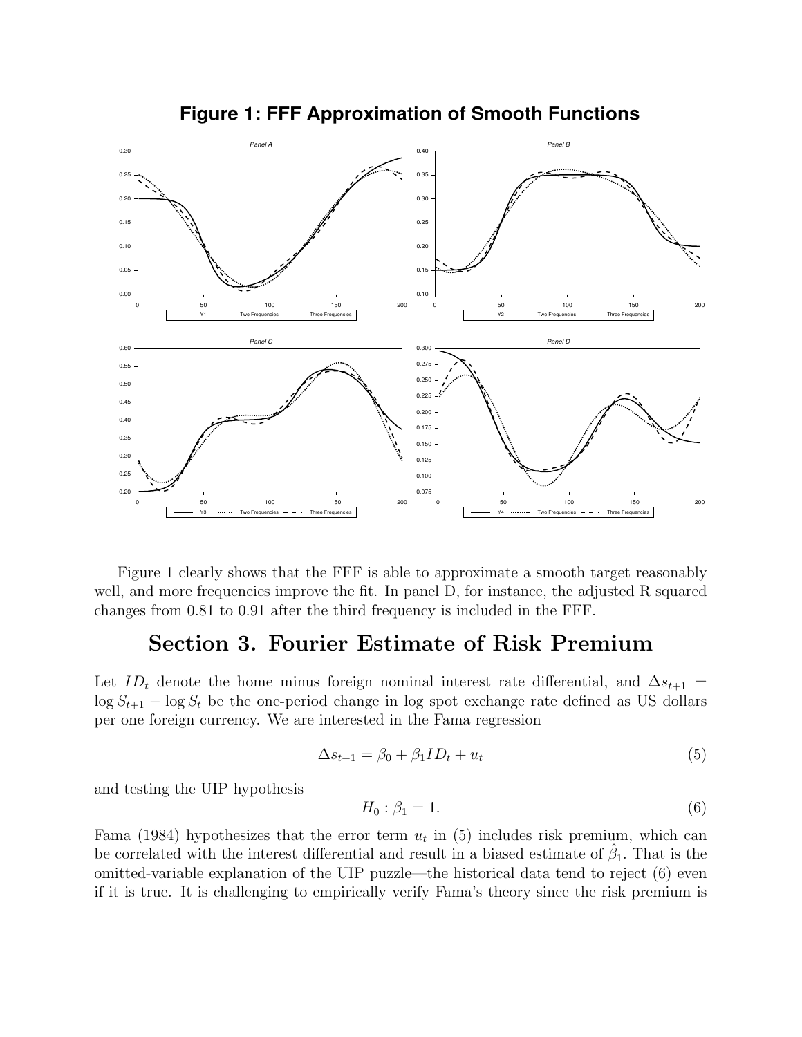**Figure 1: FFF Approximation of Smooth Functions**

Figure 1 clearly shows that the FFF is able to approximate a smooth target reasonably well, and more frequencies improve the fit. In panel D, for instance, the adjusted R squared changes from 0.81 to 0.91 after the third frequency is included in the FFF.

# Section 3. Fourier Estimate of Risk Premium

Let $ID_t$ denote the home minus foreign nominal interest rate differential, and $\Delta s_{t+1} = \log S_{t+1} - \log S_t$ be the one-period change in log spot exchange rate defined as US dollars per one foreign currency. We are interested in the Fama regression

$$\Delta s_{t+1} = \beta_0 + \beta_1 ID_t + u_t \tag{5}$$

and testing the UIP hypothesis

$$H_0 : \beta_1 = 1. \tag{6}$$

Fama (1984) hypothesizes that the error term $u_t$ in (5) includes risk premium, which can be correlated with the interest differential and result in a biased estimate of $\hat{\beta}_1$. That is the omitted-variable explanation of the UIP puzzle—the historical data tend to reject (6) even if it is true. It is challenging to empirically verify Fama's theory since the risk premium is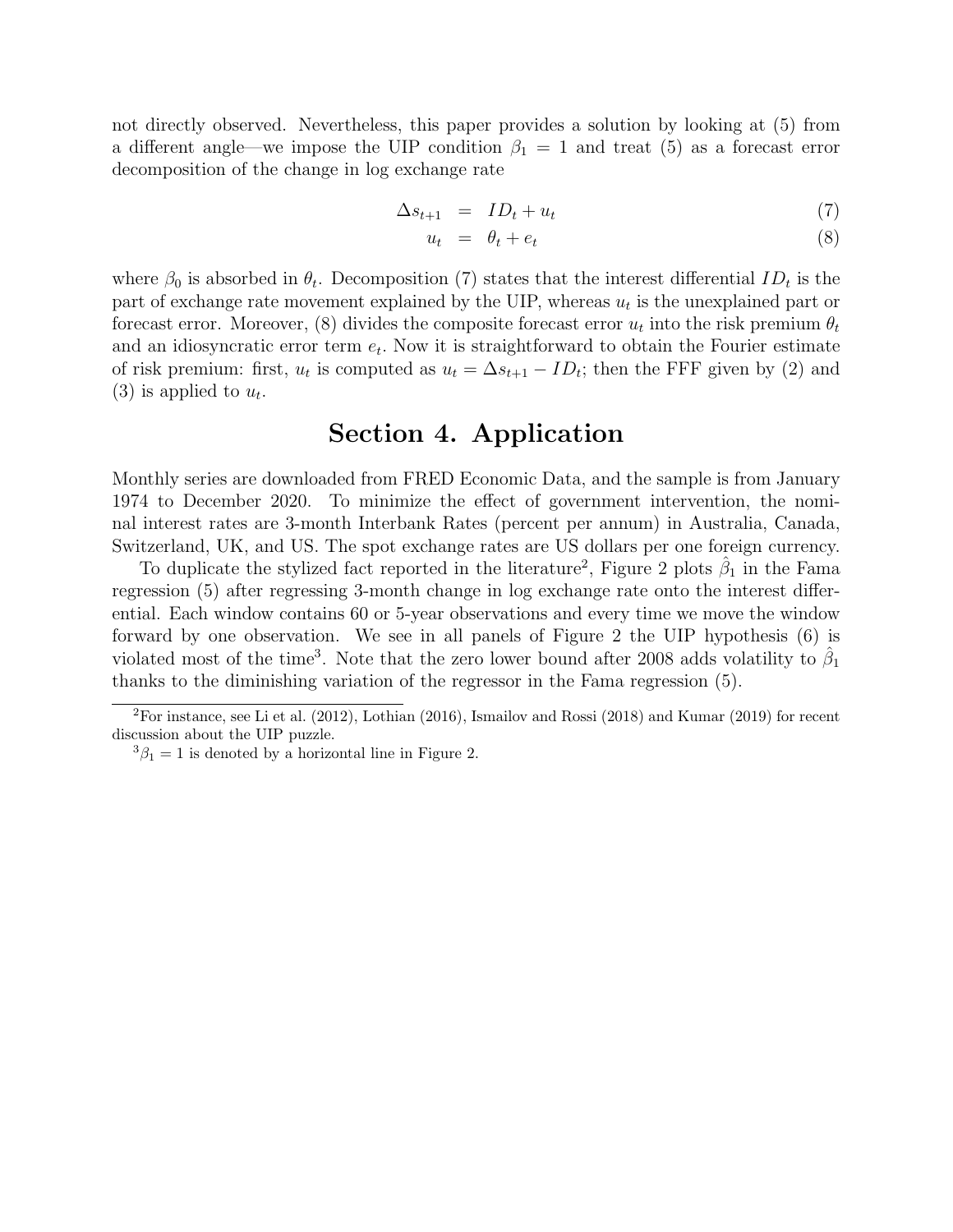not directly observed. Nevertheless, this paper provides a solution by looking at (5) from a different angle—we impose the UIP condition $\beta_1 = 1$ and treat (5) as a forecast error decomposition of the change in log exchange rate

$$
\begin{aligned}
\Delta s_{t+1} &= ID_t + u_t \qquad (7) \\
u_t &= \theta_t + e_t \qquad (8)
\end{aligned}
$$

where $\beta_0$ is absorbed in $\theta_t$. Decomposition (7) states that the interest differential $ID_t$ is the part of exchange rate movement explained by the UIP, whereas $u_t$ is the unexplained part or forecast error. Moreover, (8) divides the composite forecast error $u_t$ into the risk premium $\theta_t$ and an idiosyncratic error term $e_t$. Now it is straightforward to obtain the Fourier estimate of risk premium: first, $u_t$ is computed as $u_t = \Delta s_{t+1} - ID_t$; then the FFF given by (2) and (3) is applied to $u_t$.

# Section 4. Application

Monthly series are downloaded from FRED Economic Data, and the sample is from January 1974 to December 2020. To minimize the effect of government intervention, the nominal interest rates are 3-month Interbank Rates (percent per annum) in Australia, Canada, Switzerland, UK, and US. The spot exchange rates are US dollars per one foreign currency.

To duplicate the stylized fact reported in the literature[2], Figure 2 plots $\hat{\beta}_1$ in the Fama regression (5) after regressing 3-month change in log exchange rate onto the interest differential. Each window contains 60 or 5-year observations and every time we move the window forward by one observation. We see in all panels of Figure 2 the UIP hypothesis (6) is violated most of the time[3]. Note that the zero lower bound after 2008 adds volatility to $\hat{\beta}_1$ thanks to the diminishing variation of the regressor in the Fama regression (5).

[2] For instance, see Li et al. (2012), Lothian (2016), Ismailov and Rossi (2018) and Kumar (2019) for recent discussion about the UIP puzzle.

[3] $\beta_1 = 1$ is denoted by a horizontal line in Figure 2.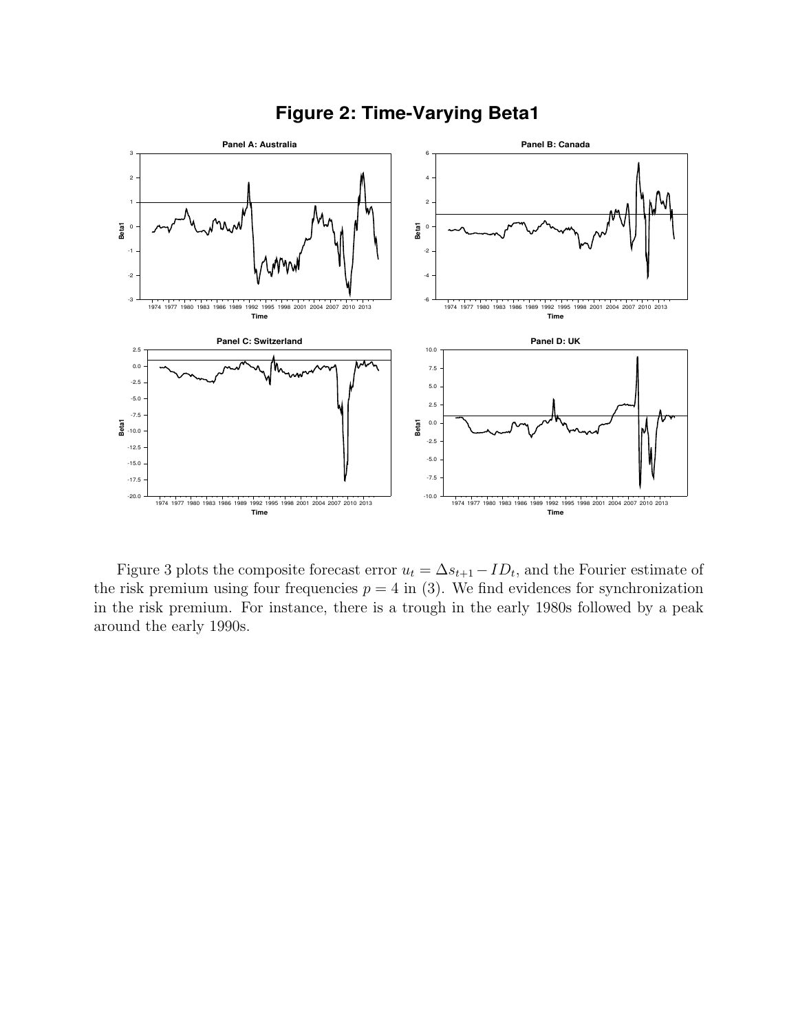# Figure 2: Time-Varying Beta1

Figure 3 plots the composite forecast error $u_t = \Delta s_{t+1} - ID_t$, and the Fourier estimate of the risk premium using four frequencies $p = 4$ in (3). We find evidences for synchronization in the risk premium. For instance, there is a trough in the early 1980s followed by a peak around the early 1990s.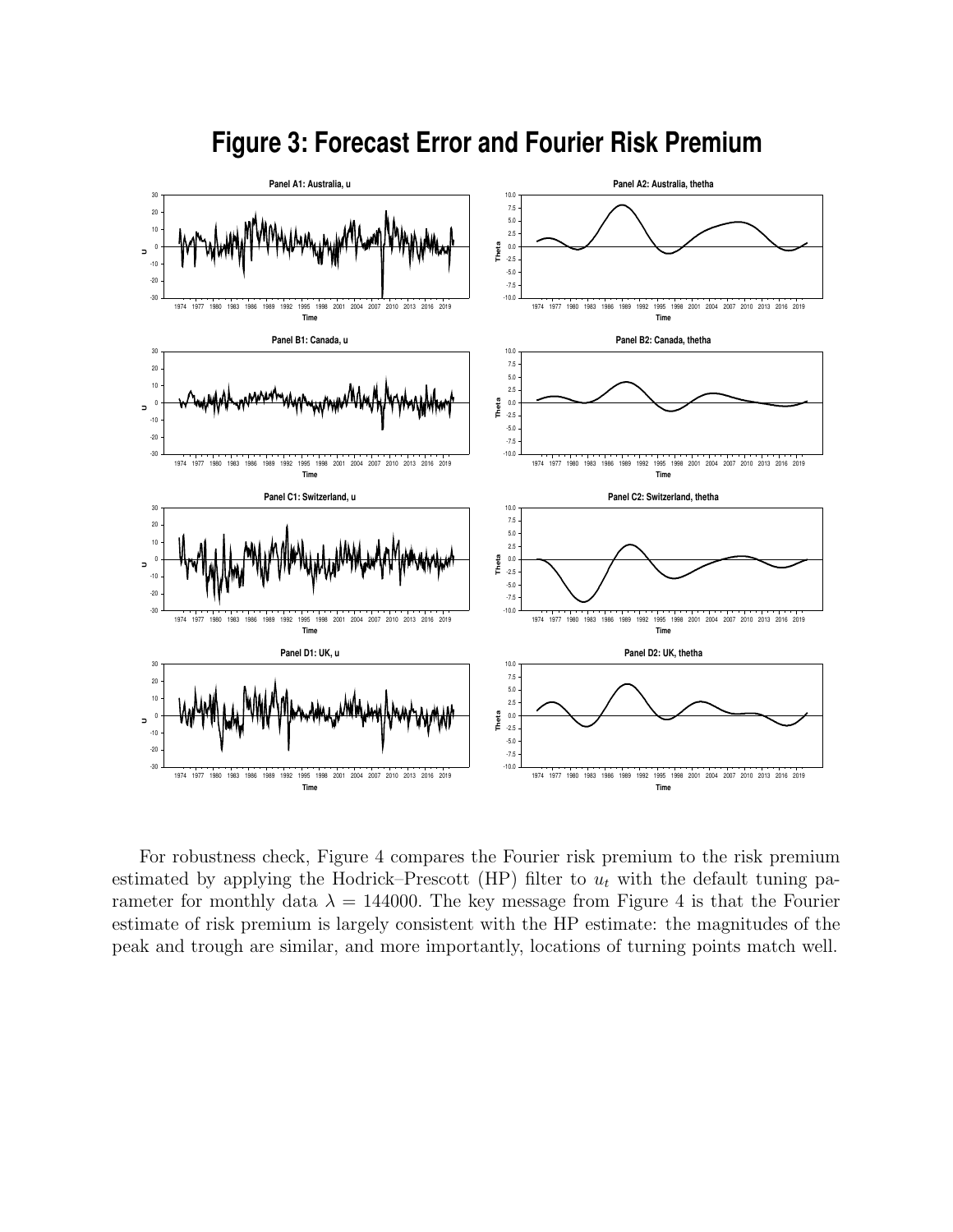# Figure 3: Forecast Error and Fourier Risk Premium

For robustness check, Figure 4 compares the Fourier risk premium to the risk premium estimated by applying the Hodrick–Prescott (HP) filter to $u_t$ with the default tuning parameter for monthly data $\lambda = 144000$. The key message from Figure 4 is that the Fourier estimate of risk premium is largely consistent with the HP estimate: the magnitudes of the peak and trough are similar, and more importantly, locations of turning points match well.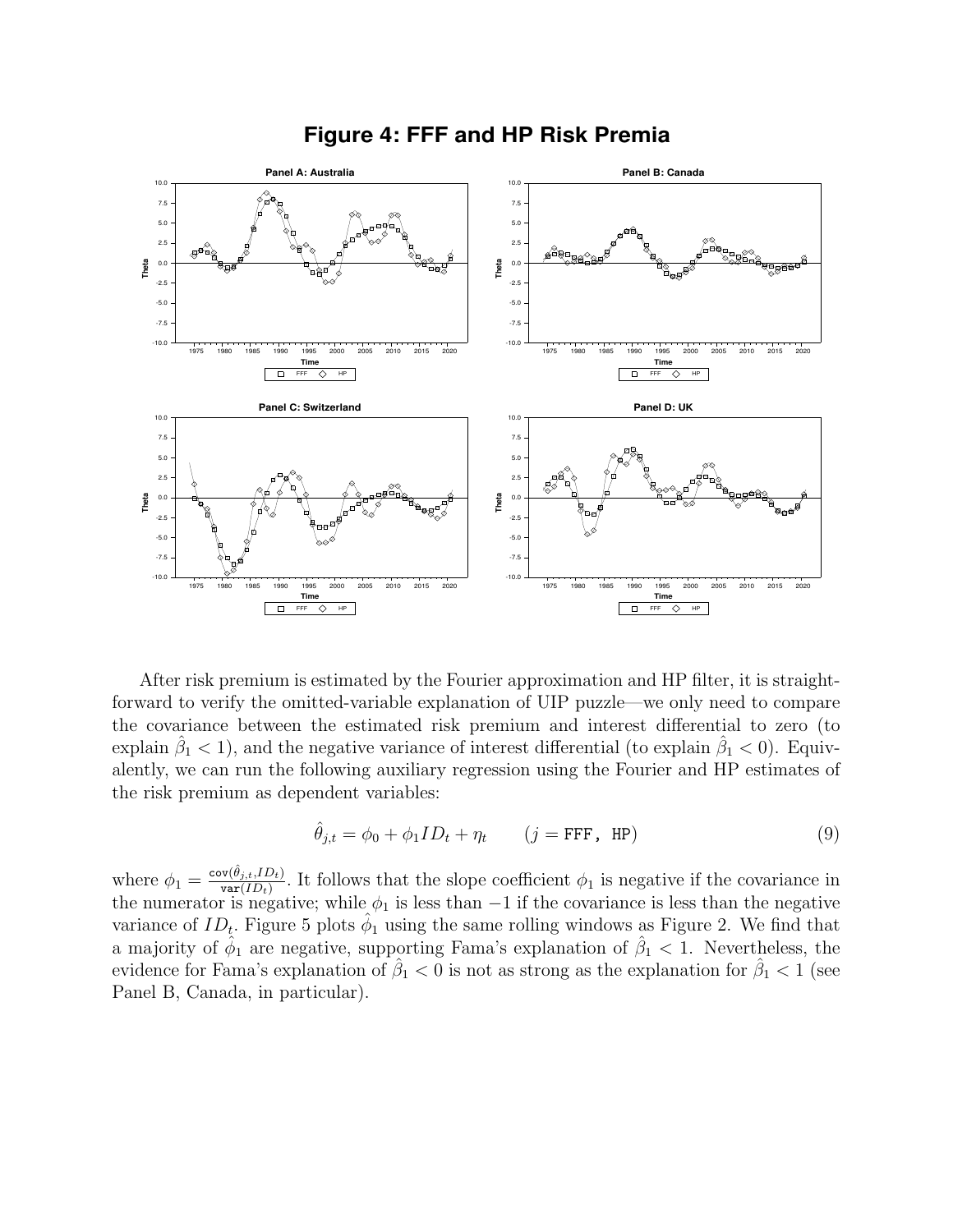**Figure 4: FFF and HP Risk Premia**

After risk premium is estimated by the Fourier approximation and HP filter, it is straightforward to verify the omitted-variable explanation of UIP puzzle—we only need to compare the covariance between the estimated risk premium and interest differential to zero (to explain $\hat{\beta}_1 < 1$), and the negative variance of interest differential (to explain $\hat{\beta}_1 < 0$). Equivalently, we can run the following auxiliary regression using the Fourier and HP estimates of the risk premium as dependent variables:

$$\hat{\theta}_{j,t} = \phi_0 + \phi_1 ID_t + \eta_t \qquad (j = \texttt{FFF, HP}) \tag{9}$$

where $\phi_1 = \frac{\texttt{cov}(\hat{\theta}_{j,t}, ID_t)}{\texttt{var}(ID_t)}$. It follows that the slope coefficient $\phi_1$ is negative if the covariance in the numerator is negative; while $\phi_1$ is less than $-1$ if the covariance is less than the negative variance of $ID_t$. Figure 5 plots $\hat{\phi}_1$ using the same rolling windows as Figure 2. We find that a majority of $\hat{\phi}_1$ are negative, supporting Fama's explanation of $\hat{\beta}_1 < 1$. Nevertheless, the evidence for Fama's explanation of $\hat{\beta}_1 < 0$ is not as strong as the explanation for $\hat{\beta}_1 < 1$ (see Panel B, Canada, in particular).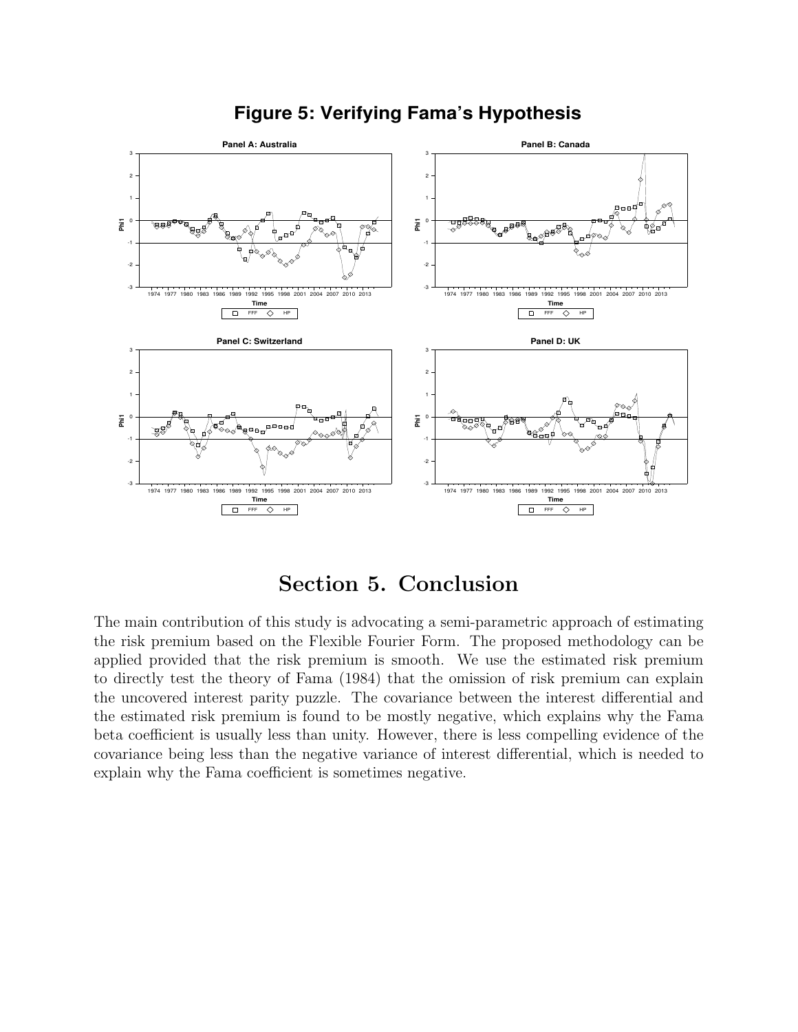**Figure 5: Verifying Fama's Hypothesis**

# Section 5. Conclusion

The main contribution of this study is advocating a semi-parametric approach of estimating the risk premium based on the Flexible Fourier Form. The proposed methodology can be applied provided that the risk premium is smooth. We use the estimated risk premium to directly test the theory of Fama (1984) that the omission of risk premium can explain the uncovered interest parity puzzle. The covariance between the interest differential and the estimated risk premium is found to be mostly negative, which explains why the Fama beta coefficient is usually less than unity. However, there is less compelling evidence of the covariance being less than the negative variance of interest differential, which is needed to explain why the Fama coefficient is sometimes negative.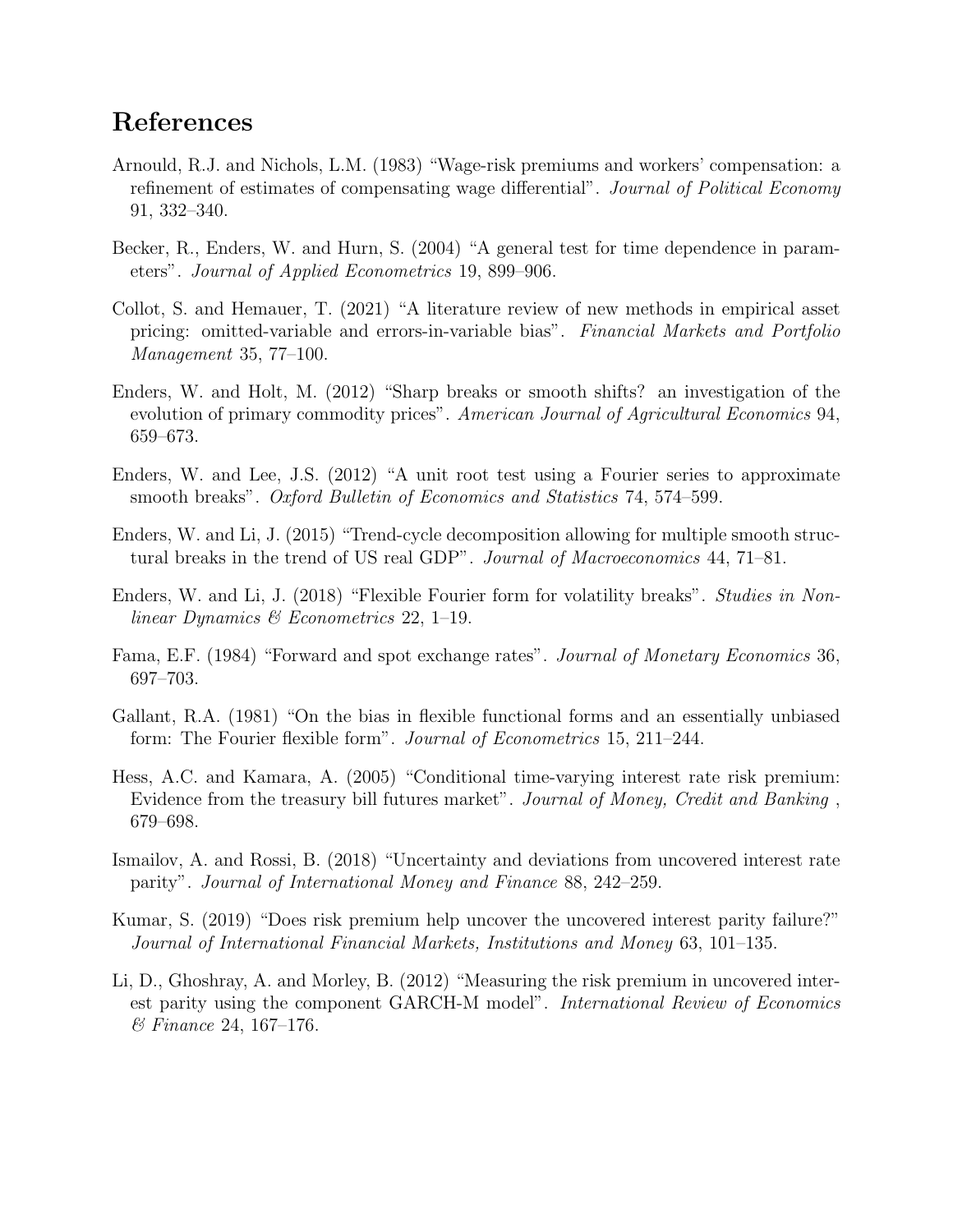## References

Arnould, R.J. and Nichols, L.M. (1983) "Wage-risk premiums and workers' compensation: a refinement of estimates of compensating wage differential". *Journal of Political Economy* 91, 332–340.

Becker, R., Enders, W. and Hurn, S. (2004) "A general test for time dependence in parameters". *Journal of Applied Econometrics* 19, 899–906.

Collot, S. and Hemauer, T. (2021) "A literature review of new methods in empirical asset pricing: omitted-variable and errors-in-variable bias". *Financial Markets and Portfolio Management* 35, 77–100.

Enders, W. and Holt, M. (2012) "Sharp breaks or smooth shifts? an investigation of the evolution of primary commodity prices". *American Journal of Agricultural Economics* 94, 659–673.

Enders, W. and Lee, J.S. (2012) "A unit root test using a Fourier series to approximate smooth breaks". *Oxford Bulletin of Economics and Statistics* 74, 574–599.

Enders, W. and Li, J. (2015) "Trend-cycle decomposition allowing for multiple smooth structural breaks in the trend of US real GDP". *Journal of Macroeconomics* 44, 71–81.

Enders, W. and Li, J. (2018) "Flexible Fourier form for volatility breaks". *Studies in Nonlinear Dynamics & Econometrics* 22, 1–19.

Fama, E.F. (1984) "Forward and spot exchange rates". *Journal of Monetary Economics* 36, 697–703.

Gallant, R.A. (1981) "On the bias in flexible functional forms and an essentially unbiased form: The Fourier flexible form". *Journal of Econometrics* 15, 211–244.

Hess, A.C. and Kamara, A. (2005) "Conditional time-varying interest rate risk premium: Evidence from the treasury bill futures market". *Journal of Money, Credit and Banking* , 679–698.

Ismailov, A. and Rossi, B. (2018) "Uncertainty and deviations from uncovered interest rate parity". *Journal of International Money and Finance* 88, 242–259.

Kumar, S. (2019) "Does risk premium help uncover the uncovered interest parity failure?" *Journal of International Financial Markets, Institutions and Money* 63, 101–135.

Li, D., Ghoshray, A. and Morley, B. (2012) "Measuring the risk premium in uncovered interest parity using the component GARCH-M model". *International Review of Economics & Finance* 24, 167–176.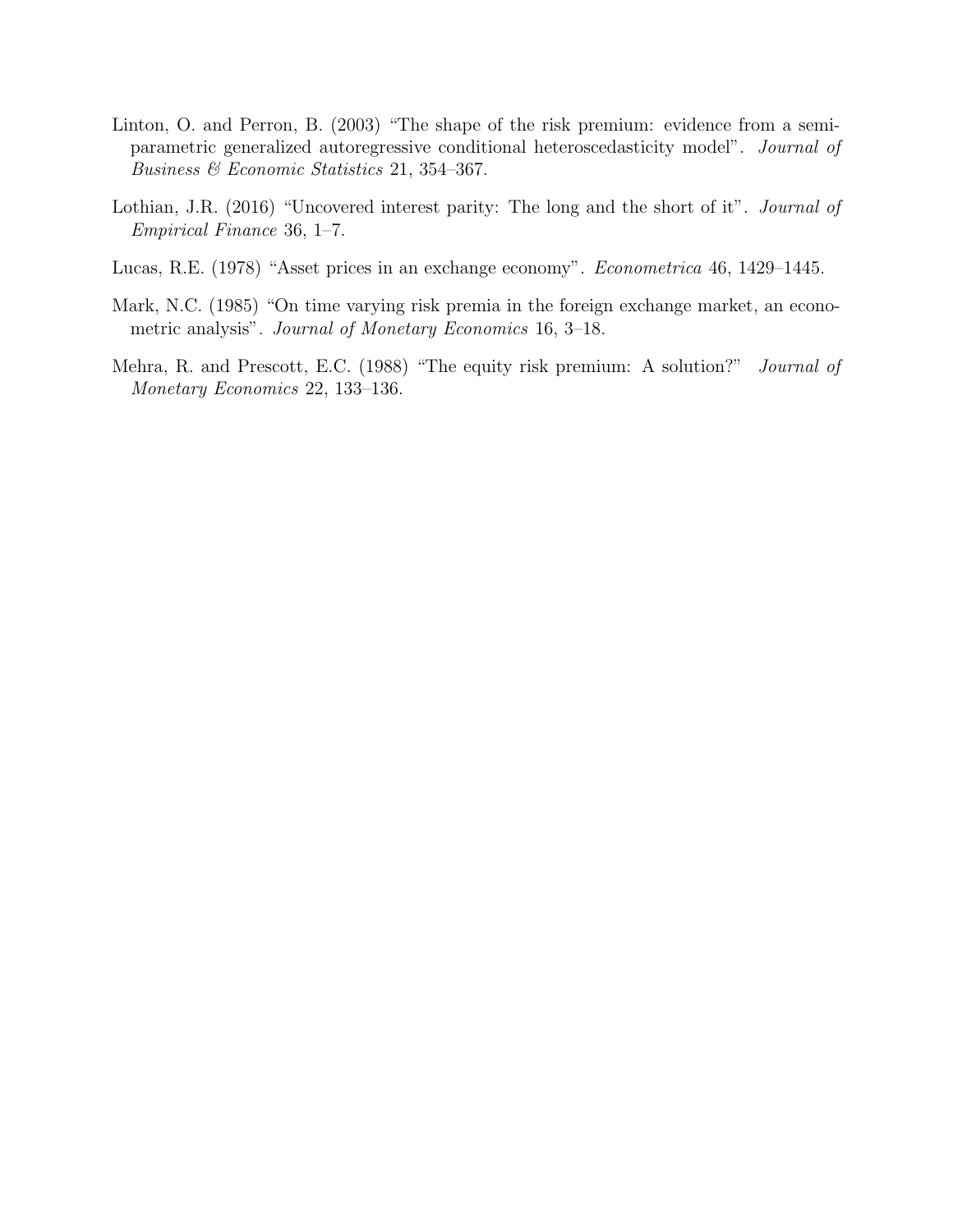Linton, O. and Perron, B. (2003) "The shape of the risk premium: evidence from a semiparametric generalized autoregressive conditional heteroscedasticity model". *Journal of Business & Economic Statistics* 21, 354–367.

Lothian, J.R. (2016) "Uncovered interest parity: The long and the short of it". *Journal of Empirical Finance* 36, 1–7.

Lucas, R.E. (1978) "Asset prices in an exchange economy". *Econometrica* 46, 1429–1445.

Mark, N.C. (1985) "On time varying risk premia in the foreign exchange market, an econometric analysis". *Journal of Monetary Economics* 16, 3–18.

Mehra, R. and Prescott, E.C. (1988) "The equity risk premium: A solution?" *Journal of Monetary Economics* 22, 133–136.